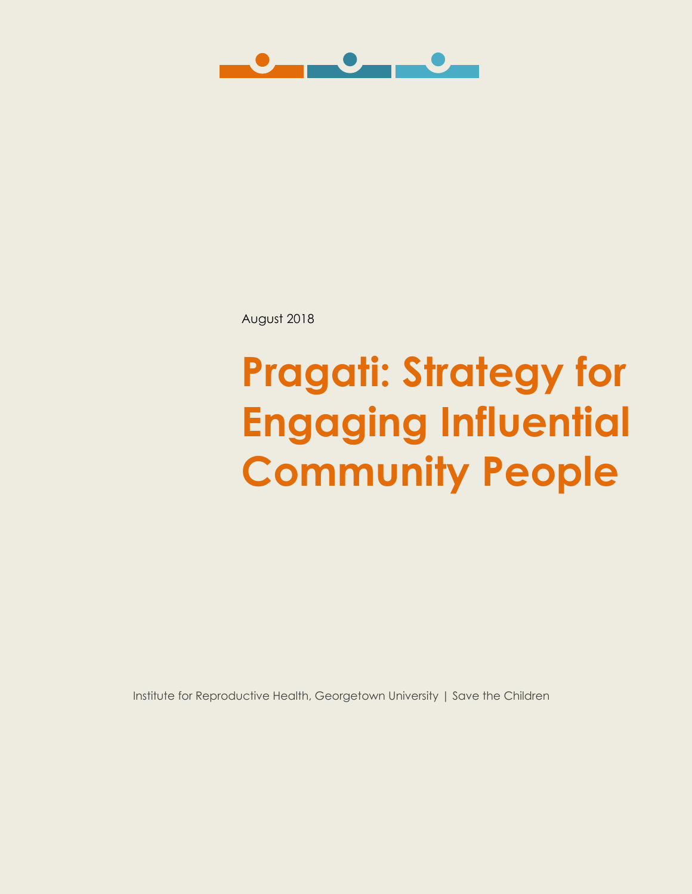August 2018

# Pragati: Strategy for Engaging Influential Community People

Institute for Reproductive Health, Georgetown University | Save the Children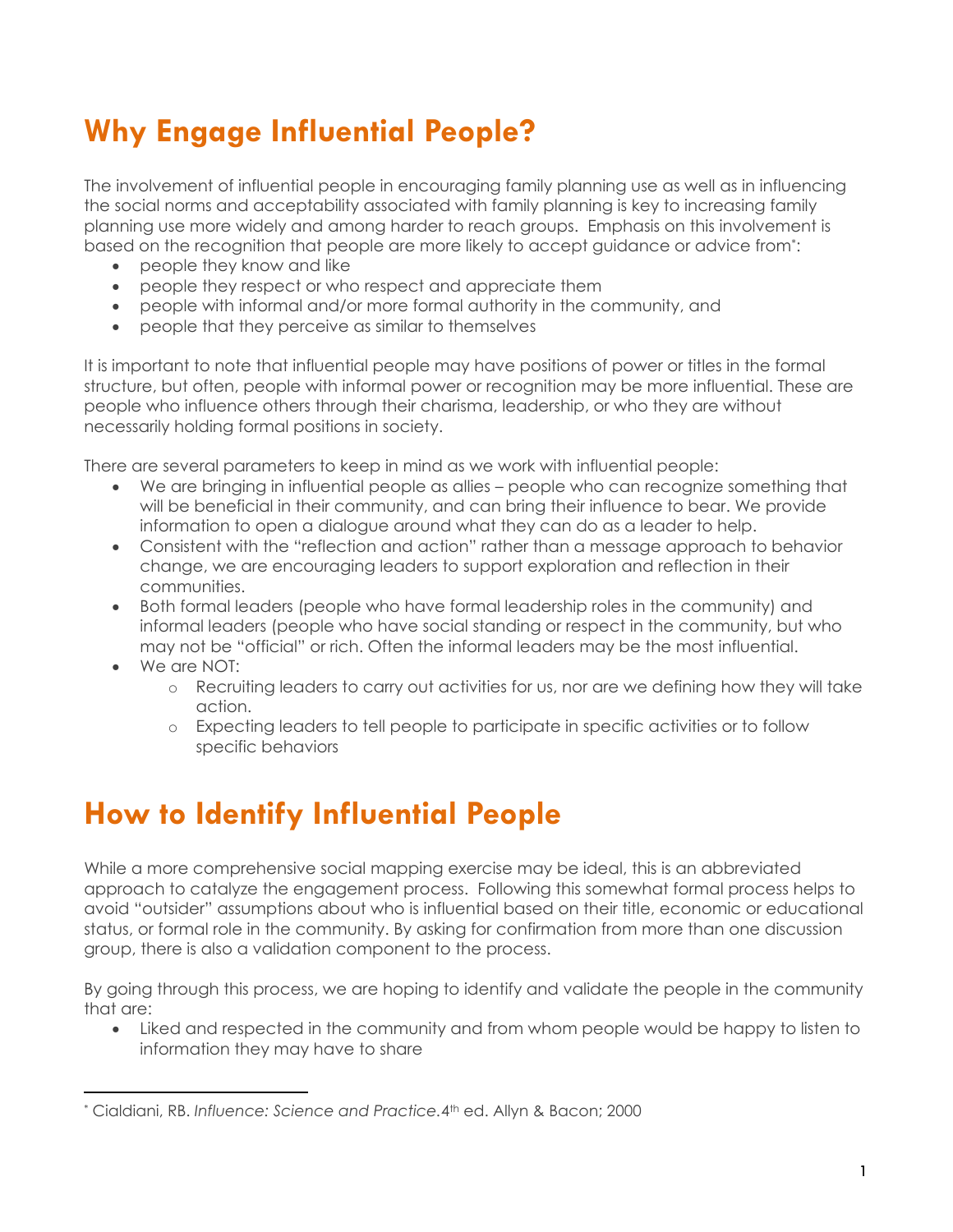# Why Engage Influential People?

The involvement of influential people in encouraging family planning use as well as in influencing the social norms and acceptability associated with family planning is key to increasing family planning use more widely and among harder to reach groups. Emphasis on this involvement is based on the recognition that people are more likely to accept guidance or advice from*:

- people they know and like
- people they respect or who respect and appreciate them
- people with informal and/or more formal authority in the community, and
- people that they perceive as similar to themselves

It is important to note that influential people may have positions of power or titles in the formal structure, but often, people with informal power or recognition may be more influential. These are people who influence others through their charisma, leadership, or who they are without necessarily holding formal positions in society.

There are several parameters to keep in mind as we work with influential people:

- We are bringing in influential people as allies – people who can recognize something that will be beneficial in their community, and can bring their influence to bear. We provide information to open a dialogue around what they can do as a leader to help.
- Consistent with the "reflection and action" rather than a message approach to behavior change, we are encouraging leaders to support exploration and reflection in their communities.
- Both formal leaders (people who have formal leadership roles in the community) and informal leaders (people who have social standing or respect in the community, but who may not be "official" or rich. Often the informal leaders may be the most influential.
- We are NOT:
  - Recruiting leaders to carry out activities for us, nor are we defining how they will take action.
  - Expecting leaders to tell people to participate in specific activities or to follow specific behaviors

# How to Identify Influential People

While a more comprehensive social mapping exercise may be ideal, this is an abbreviated approach to catalyze the engagement process. Following this somewhat formal process helps to avoid "outsider" assumptions about who is influential based on their title, economic or educational status, or formal role in the community. By asking for confirmation from more than one discussion group, there is also a validation component to the process.

By going through this process, we are hoping to identify and validate the people in the community that are:

- Liked and respected in the community and from whom people would be happy to listen to information they may have to share

---

* Cialdiani, RB. *Influence: Science and Practice.* 4th ed. Allyn & Bacon; 2000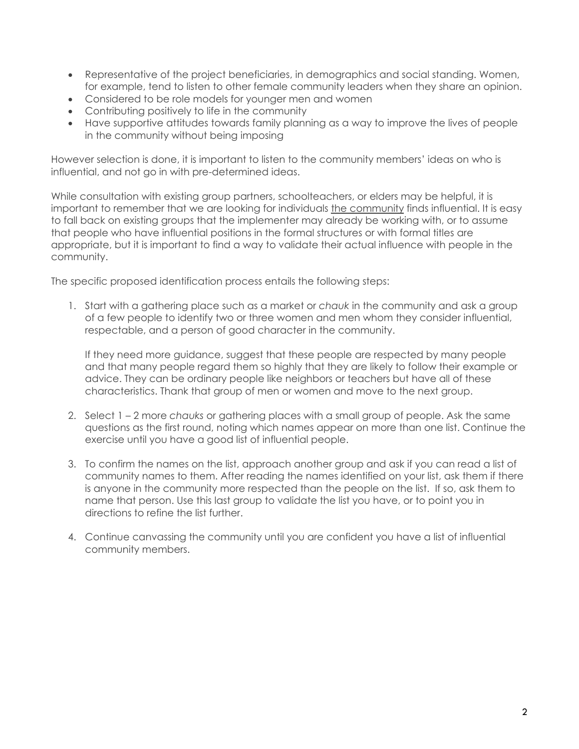- Representative of the project beneficiaries, in demographics and social standing. Women, for example, tend to listen to other female community leaders when they share an opinion.
- Considered to be role models for younger men and women
- Contributing positively to life in the community
- Have supportive attitudes towards family planning as a way to improve the lives of people in the community without being imposing

However selection is done, it is important to listen to the community members' ideas on who is influential, and not go in with pre-determined ideas.

While consultation with existing group partners, schoolteachers, or elders may be helpful, it is important to remember that we are looking for individuals <u>the community</u> finds influential. It is easy to fall back on existing groups that the implementer may already be working with, or to assume that people who have influential positions in the formal structures or with formal titles are appropriate, but it is important to find a way to validate their actual influence with people in the community.

The specific proposed identification process entails the following steps:

1. Start with a gathering place such as a market or *chauk* in the community and ask a group of a few people to identify two or three women and men whom they consider influential, respectable, and a person of good character in the community.

   If they need more guidance, suggest that these people are respected by many people and that many people regard them so highly that they are likely to follow their example or advice. They can be ordinary people like neighbors or teachers but have all of these characteristics. Thank that group of men or women and move to the next group.

2. Select 1 – 2 more *chauks* or gathering places with a small group of people. Ask the same questions as the first round, noting which names appear on more than one list. Continue the exercise until you have a good list of influential people.

3. To confirm the names on the list, approach another group and ask if you can read a list of community names to them. After reading the names identified on your list, ask them if there is anyone in the community more respected than the people on the list. If so, ask them to name that person. Use this last group to validate the list you have, or to point you in directions to refine the list further.

4. Continue canvassing the community until you are confident you have a list of influential community members.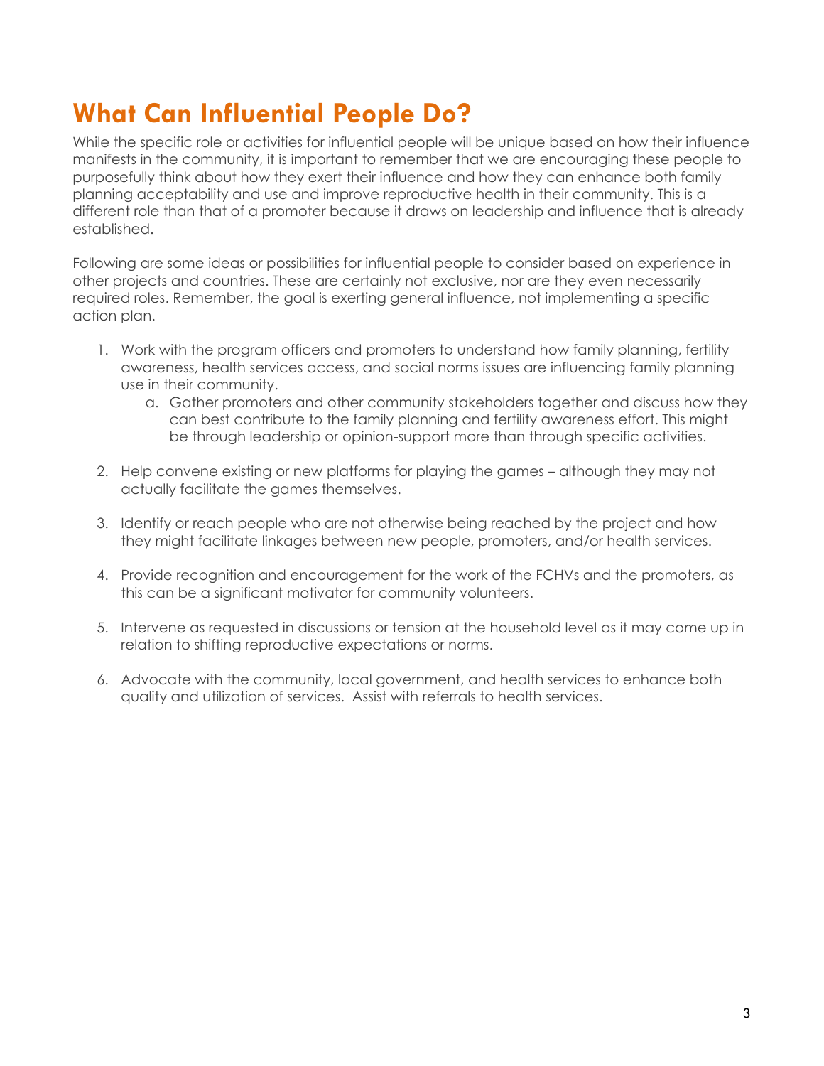# What Can Influential People Do?

While the specific role or activities for influential people will be unique based on how their influence manifests in the community, it is important to remember that we are encouraging these people to purposefully think about how they exert their influence and how they can enhance both family planning acceptability and use and improve reproductive health in their community. This is a different role than that of a promoter because it draws on leadership and influence that is already established.

Following are some ideas or possibilities for influential people to consider based on experience in other projects and countries. These are certainly not exclusive, nor are they even necessarily required roles. Remember, the goal is exerting general influence, not implementing a specific action plan.

1. Work with the program officers and promoters to understand how family planning, fertility awareness, health services access, and social norms issues are influencing family planning use in their community.
    a. Gather promoters and other community stakeholders together and discuss how they can best contribute to the family planning and fertility awareness effort. This might be through leadership or opinion-support more than through specific activities.

2. Help convene existing or new platforms for playing the games – although they may not actually facilitate the games themselves.

3. Identify or reach people who are not otherwise being reached by the project and how they might facilitate linkages between new people, promoters, and/or health services.

4. Provide recognition and encouragement for the work of the FCHVs and the promoters, as this can be a significant motivator for community volunteers.

5. Intervene as requested in discussions or tension at the household level as it may come up in relation to shifting reproductive expectations or norms.

6. Advocate with the community, local government, and health services to enhance both quality and utilization of services. Assist with referrals to health services.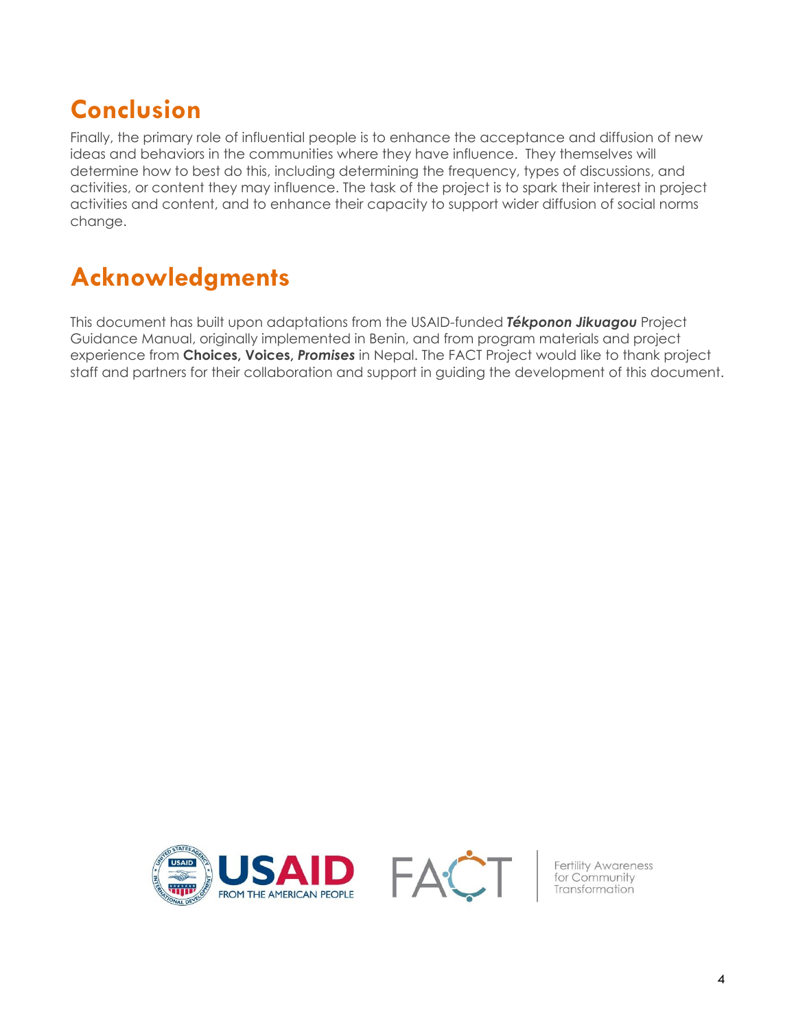## Conclusion

Finally, the primary role of influential people is to enhance the acceptance and diffusion of new ideas and behaviors in the communities where they have influence. They themselves will determine how to best do this, including determining the frequency, types of discussions, and activities, or content they may influence. The task of the project is to spark their interest in project activities and content, and to enhance their capacity to support wider diffusion of social norms change.

## Acknowledgments

This document has built upon adaptations from the USAID-funded ***Tékponon Jikuagou*** Project Guidance Manual, originally implemented in Benin, and from program materials and project experience from **Choices, Voices, *Promises*** in Nepal. The FACT Project would like to thank project staff and partners for their collaboration and support in guiding the development of this document.

USAID FROM THE AMERICAN PEOPLE

FACT Fertility Awareness for Community Transformation